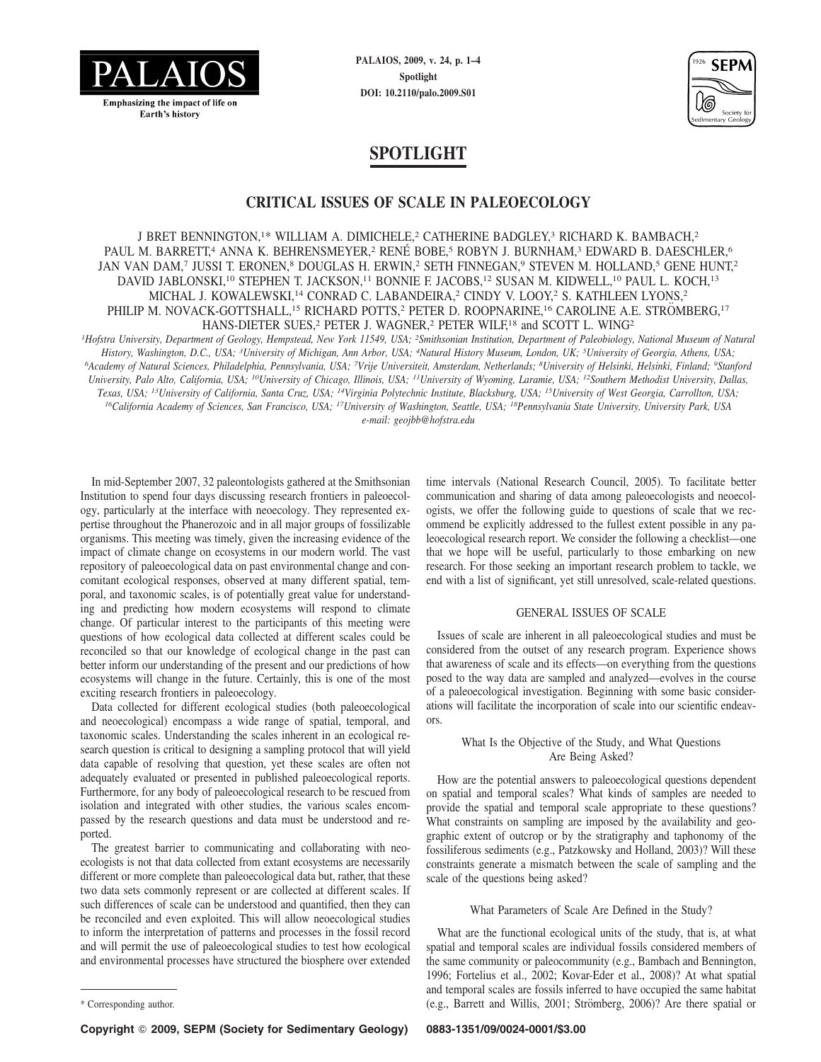# SPOTLIGHT

## CRITICAL ISSUES OF SCALE IN PALEOECOLOGY

J BRET BENNINGTON,[1]* WILLIAM A. DIMICHELE,[2] CATHERINE BADGLEY,[3] RICHARD K. BAMBACH,[2] PAUL M. BARRETT,[4] ANNA K. BEHRENSMEYER,[2] RENÉ BOBE,[5] ROBYN J. BURNHAM,[3] EDWARD B. DAESCHLER,[6] JAN VAN DAM,[7] JUSSI T. ERONEN,[8] DOUGLAS H. ERWIN,[2] SETH FINNEGAN,[9] STEVEN M. HOLLAND,[5] GENE HUNT,[2] DAVID JABLONSKI,[10] STEPHEN T. JACKSON,[11] BONNIE F. JACOBS,[12] SUSAN M. KIDWELL,[10] PAUL L. KOCH,[13] MICHAL J. KOWALEWSKI,[14] CONRAD C. LABANDEIRA,[2] CINDY V. LOOY,[2] S. KATHLEEN LYONS,[2] PHILIP M. NOVACK-GOTTSHALL,[15] RICHARD POTTS,[2] PETER D. ROOPNARINE,[16] CAROLINE A.E. STRÖMBERG,[17] HANS-DIETER SUES,[2] PETER J. WAGNER,[2] PETER WILF,[18] and SCOTT L. WING[2]

*[1]Hofstra University, Department of Geology, Hempstead, New York 11549, USA; [2]Smithsonian Institution, Department of Paleobiology, National Museum of Natural History, Washington, D.C., USA; [3]University of Michigan, Ann Arbor, USA; [4]Natural History Museum, London, UK; [5]University of Georgia, Athens, USA; [6]Academy of Natural Sciences, Philadelphia, Pennsylvania, USA; [7]Vrije Universiteit, Amsterdam, Netherlands; [8]University of Helsinki, Helsinki, Finland; [9]Stanford University, Palo Alto, California, USA; [10]University of Chicago, Illinois, USA; [11]University of Wyoming, Laramie, USA; [12]Southern Methodist University, Dallas, Texas, USA; [13]University of California, Santa Cruz, USA; [14]Virginia Polytechnic Institute, Blacksburg, USA; [15]University of West Georgia, Carrollton, USA; [16]California Academy of Sciences, San Francisco, USA; [17]University of Washington, Seattle, USA; [18]Pennsylvania State University, University Park, USA*

*e-mail: geojbb@hofstra.edu*

In mid-September 2007, 32 paleontologists gathered at the Smithsonian Institution to spend four days discussing research frontiers in paleoecology, particularly at the interface with neoecology. They represented expertise throughout the Phanerozoic and in all major groups of fossilizable organisms. This meeting was timely, given the increasing evidence of the impact of climate change on ecosystems in our modern world. The vast repository of paleoecological data on past environmental change and concomitant ecological responses, observed at many different spatial, temporal, and taxonomic scales, is of potentially great value for understanding and predicting how modern ecosystems will respond to climate change. Of particular interest to the participants of this meeting were questions of how ecological data collected at different scales could be reconciled so that our knowledge of ecological change in the past can better inform our understanding of the present and our predictions of how ecosystems will change in the future. Certainly, this is one of the most exciting research frontiers in paleoecology.

Data collected for different ecological studies (both paleoecological and neoecological) encompass a wide range of spatial, temporal, and taxonomic scales. Understanding the scales inherent in an ecological research question is critical to designing a sampling protocol that will yield data capable of resolving that question, yet these scales are often not adequately evaluated or presented in published paleoecological reports. Furthermore, for any body of paleoecological research to be rescued from isolation and integrated with other studies, the various scales encompassed by the research questions and data must be understood and reported.

The greatest barrier to communicating and collaborating with neoecologists is not that data collected from extant ecosystems are necessarily different or more complete than paleoecological data but, rather, that these two data sets commonly represent or are collected at different scales. If such differences of scale can be understood and quantified, then they can be reconciled and even exploited. This will allow neoecological studies to inform the interpretation of patterns and processes in the fossil record and will permit the use of paleoecological studies to test how ecological and environmental processes have structured the biosphere over extended time intervals (National Research Council, 2005). To facilitate better communication and sharing of data among paleoecologists and neoecologists, we offer the following guide to questions of scale that we recommend be explicitly addressed to the fullest extent possible in any paleoecological research report. We consider the following a checklist—one that we hope will be useful, particularly to those embarking on new research. For those seeking an important research problem to tackle, we end with a list of significant, yet still unresolved, scale-related questions.

## GENERAL ISSUES OF SCALE

Issues of scale are inherent in all paleoecological studies and must be considered from the outset of any research program. Experience shows that awareness of scale and its effects—on everything from the questions posed to the way data are sampled and analyzed—evolves in the course of a paleoecological investigation. Beginning with some basic considerations will facilitate the incorporation of scale into our scientific endeavors.

### What Is the Objective of the Study, and What Questions Are Being Asked?

How are the potential answers to paleoecological questions dependent on spatial and temporal scales? What kinds of samples are needed to provide the spatial and temporal scale appropriate to these questions? What constraints on sampling are imposed by the availability and geographic extent of outcrop or by the stratigraphy and taphonomy of the fossiliferous sediments (e.g., Patzkowsky and Holland, 2003)? Will these constraints generate a mismatch between the scale of sampling and the scale of the questions being asked?

### What Parameters of Scale Are Defined in the Study?

What are the functional ecological units of the study, that is, at what spatial and temporal scales are individual fossils considered members of the same community or paleocommunity (e.g., Bambach and Bennington, 1996; Fortelius et al., 2002; Kovar-Eder et al., 2008)? At what spatial and temporal scales are fossils inferred to have occupied the same habitat (e.g., Barrett and Willis, 2001; Strömberg, 2006)? Are there spatial or

* Corresponding author.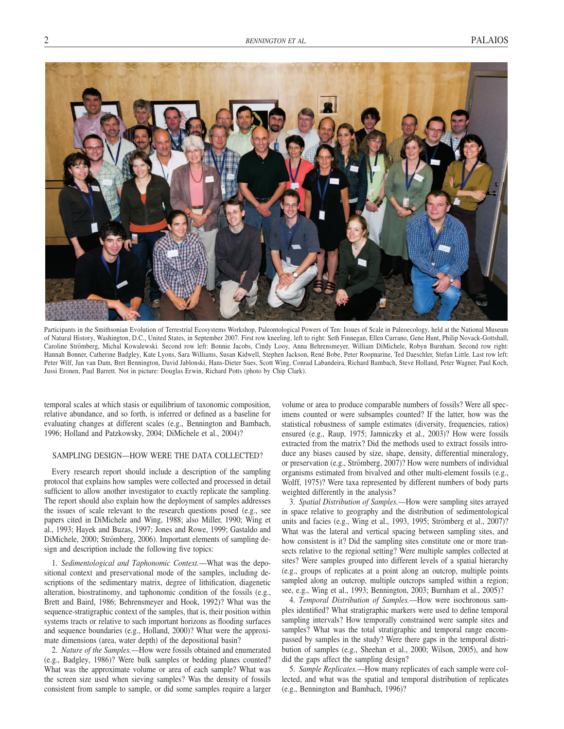Participants in the Smithsonian Evolution of Terrestrial Ecosystems Workshop, Paleontological Powers of Ten: Issues of Scale in Paleoecology, held at the National Museum of Natural History, Washington, D.C., United States, in September 2007. First row kneeling, left to right: Seth Finnegan, Ellen Currano, Gene Hunt, Philip Novack-Gottshall, Caroline Strömberg, Michal Kowalewski. Second row left: Bonnie Jacobs, Cindy Looy, Anna Behrensmeyer, William DiMichele, Robyn Burnham. Second row right: Hannah Bonner, Catherine Badgley, Kate Lyons, Sara Williams, Susan Kidwell, Stephen Jackson, René Bobe, Peter Roopnarine, Ted Daeschler, Stefan Little. Last row left: Peter Wilf, Jan van Dam, Bret Bennington, David Jablonski, Hans-Dieter Sues, Scott Wing, Conrad Labandeira, Richard Bambach, Steve Holland, Peter Wagner, Paul Koch, Jussi Eronen, Paul Barrett. Not in picture: Douglas Erwin, Richard Potts (photo by Chip Clark).

temporal scales at which stasis or equilibrium of taxonomic composition, relative abundance, and so forth, is inferred or defined as a baseline for evaluating changes at different scales (e.g., Bennington and Bambach, 1996; Holland and Patzkowsky, 2004; DiMichele et al., 2004)?

## SAMPLING DESIGN—HOW WERE THE DATA COLLECTED?

Every research report should include a description of the sampling protocol that explains how samples were collected and processed in detail sufficient to allow another investigator to exactly replicate the sampling. The report should also explain how the deployment of samples addresses the issues of scale relevant to the research questions posed (e.g., see papers cited in DiMichele and Wing, 1988; also Miller, 1990; Wing et al., 1993; Hayek and Buzas, 1997; Jones and Rowe, 1999; Gastaldo and DiMichele, 2000; Strömberg, 2006). Important elements of sampling design and description include the following five topics:

1. *Sedimentological and Taphonomic Context.*—What was the depositional context and preservational mode of the samples, including descriptions of the sedimentary matrix, degree of lithification, diagenetic alteration, biostratinomy, and taphonomic condition of the fossils (e.g., Brett and Baird, 1986; Behrensmeyer and Hook, 1992)? What was the sequence-stratigraphic context of the samples, that is, their position within systems tracts or relative to such important horizons as flooding surfaces and sequence boundaries (e.g., Holland, 2000)? What were the approximate dimensions (area, water depth) of the depositional basin?

2. *Nature of the Samples.*—How were fossils obtained and enumerated (e.g., Badgley, 1986)? Were bulk samples or bedding planes counted? What was the approximate volume or area of each sample? What was the screen size used when sieving samples? Was the density of fossils consistent from sample to sample, or did some samples require a larger volume or area to produce comparable numbers of fossils? Were all specimens counted or were subsamples counted? If the latter, how was the statistical robustness of sample estimates (diversity, frequencies, ratios) ensured (e.g., Raup, 1975; Jamniczky et al., 2003)? How were fossils extracted from the matrix? Did the methods used to extract fossils introduce any biases caused by size, shape, density, differential mineralogy, or preservation (e.g., Strömberg, 2007)? How were numbers of individual organisms estimated from bivalved and other multi-element fossils (e.g., Wolff, 1975)? Were taxa represented by different numbers of body parts weighted differently in the analysis?

3. *Spatial Distribution of Samples.*—How were sampling sites arrayed in space relative to geography and the distribution of sedimentological units and facies (e.g., Wing et al., 1993, 1995; Strömberg et al., 2007)? What was the lateral and vertical spacing between sampling sites, and how consistent is it? Did the sampling sites constitute one or more transects relative to the regional setting? Were multiple samples collected at sites? Were samples grouped into different levels of a spatial hierarchy (e.g., groups of replicates at a point along an outcrop, multiple points sampled along an outcrop, multiple outcrops sampled within a region; see, e.g., Wing et al., 1993; Bennington, 2003; Burnham et al., 2005)?

4. *Temporal Distribution of Samples.*—How were isochronous samples identified? What stratigraphic markers were used to define temporal sampling intervals? How temporally constrained were sample sites and samples? What was the total stratigraphic and temporal range encompassed by samples in the study? Were there gaps in the temporal distribution of samples (e.g., Sheehan et al., 2000; Wilson, 2005), and how did the gaps affect the sampling design?

5. *Sample Replicates.*—How many replicates of each sample were collected, and what was the spatial and temporal distribution of replicates (e.g., Bennington and Bambach, 1996)?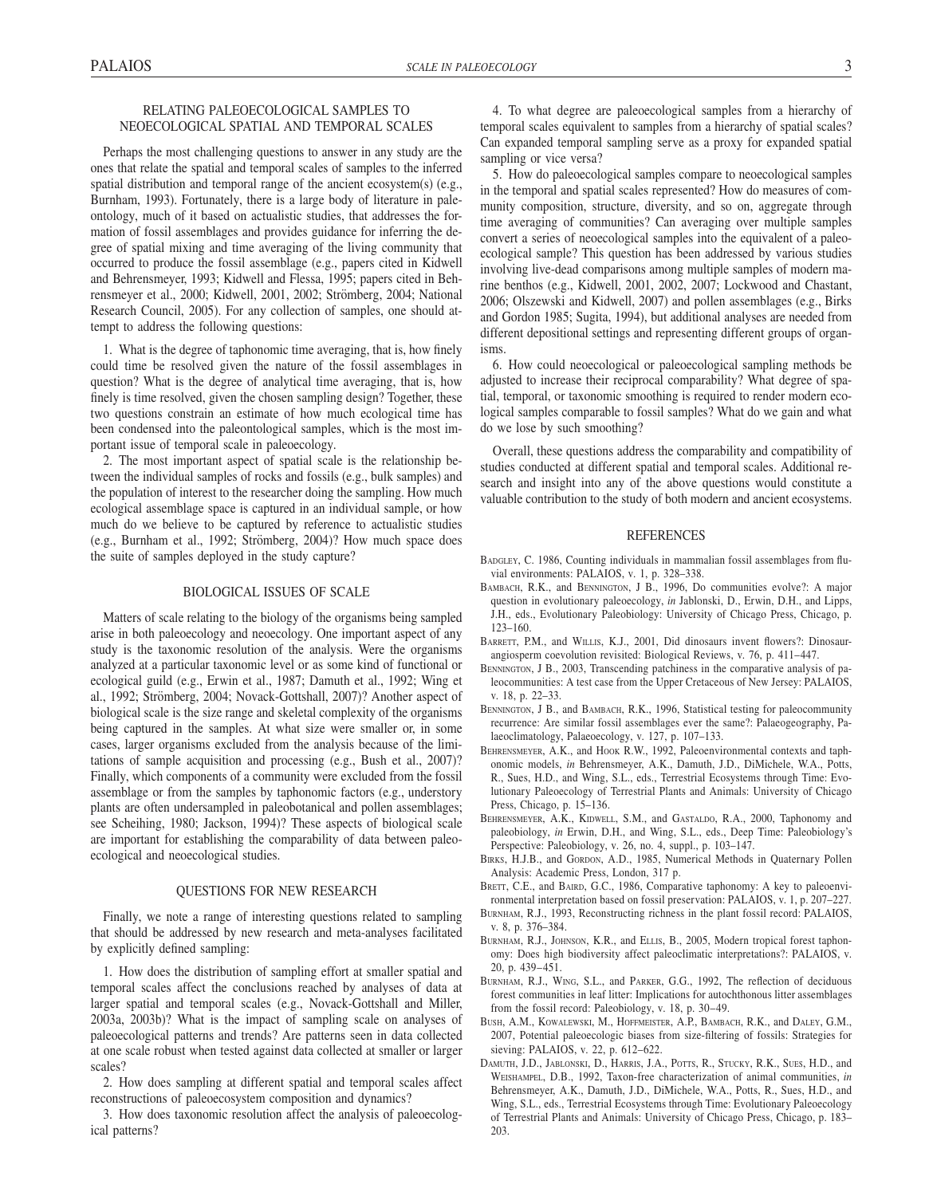## RELATING PALEOECOLOGICAL SAMPLES TO NEOECOLOGICAL SPATIAL AND TEMPORAL SCALES

Perhaps the most challenging questions to answer in any study are the ones that relate the spatial and temporal scales of samples to the inferred spatial distribution and temporal range of the ancient ecosystem(s) (e.g., Burnham, 1993). Fortunately, there is a large body of literature in paleontology, much of it based on actualistic studies, that addresses the formation of fossil assemblages and provides guidance for inferring the degree of spatial mixing and time averaging of the living community that occurred to produce the fossil assemblage (e.g., papers cited in Kidwell and Behrensmeyer, 1993; Kidwell and Flessa, 1995; papers cited in Behrensmeyer et al., 2000; Kidwell, 2001, 2002; Strömberg, 2004; National Research Council, 2005). For any collection of samples, one should attempt to address the following questions:

1. What is the degree of taphonomic time averaging, that is, how finely could time be resolved given the nature of the fossil assemblages in question? What is the degree of analytical time averaging, that is, how finely is time resolved, given the chosen sampling design? Together, these two questions constrain an estimate of how much ecological time has been condensed into the paleontological samples, which is the most important issue of temporal scale in paleoecology.

2. The most important aspect of spatial scale is the relationship between the individual samples of rocks and fossils (e.g., bulk samples) and the population of interest to the researcher doing the sampling. How much ecological assemblage space is captured in an individual sample, or how much do we believe to be captured by reference to actualistic studies (e.g., Burnham et al., 1992; Strömberg, 2004)? How much space does the suite of samples deployed in the study capture?

## BIOLOGICAL ISSUES OF SCALE

Matters of scale relating to the biology of the organisms being sampled arise in both paleoecology and neoecology. One important aspect of any study is the taxonomic resolution of the analysis. Were the organisms analyzed at a particular taxonomic level or as some kind of functional or ecological guild (e.g., Erwin et al., 1987; Damuth et al., 1992; Wing et al., 1992; Strömberg, 2004; Novack-Gottshall, 2007)? Another aspect of biological scale is the size range and skeletal complexity of the organisms being captured in the samples. At what size were smaller or, in some cases, larger organisms excluded from the analysis because of the limitations of sample acquisition and processing (e.g., Bush et al., 2007)? Finally, which components of a community were excluded from the fossil assemblage or from the samples by taphonomic factors (e.g., understory plants are often undersampled in paleobotanical and pollen assemblages; see Scheihing, 1980; Jackson, 1994)? These aspects of biological scale are important for establishing the comparability of data between paleoecological and neoecological studies.

## QUESTIONS FOR NEW RESEARCH

Finally, we note a range of interesting questions related to sampling that should be addressed by new research and meta-analyses facilitated by explicitly defined sampling:

1. How does the distribution of sampling effort at smaller spatial and temporal scales affect the conclusions reached by analyses of data at larger spatial and temporal scales (e.g., Novack-Gottshall and Miller, 2003a, 2003b)? What is the impact of sampling scale on analyses of paleoecological patterns and trends? Are patterns seen in data collected at one scale robust when tested against data collected at smaller or larger scales?

2. How does sampling at different spatial and temporal scales affect reconstructions of paleoecosystem composition and dynamics?

3. How does taxonomic resolution affect the analysis of paleoecological patterns?

4. To what degree are paleoecological samples from a hierarchy of temporal scales equivalent to samples from a hierarchy of spatial scales? Can expanded temporal sampling serve as a proxy for expanded spatial sampling or vice versa?

5. How do paleoecological samples compare to neoecological samples in the temporal and spatial scales represented? How do measures of community composition, structure, diversity, and so on, aggregate through time averaging of communities? Can averaging over multiple samples convert a series of neoecological samples into the equivalent of a paleoecological sample? This question has been addressed by various studies involving live-dead comparisons among multiple samples of modern marine benthos (e.g., Kidwell, 2001, 2002, 2007; Lockwood and Chastant, 2006; Olszewski and Kidwell, 2007) and pollen assemblages (e.g., Birks and Gordon 1985; Sugita, 1994), but additional analyses are needed from different depositional settings and representing different groups of organisms.

6. How could neoecological or paleoecological sampling methods be adjusted to increase their reciprocal comparability? What degree of spatial, temporal, or taxonomic smoothing is required to render modern ecological samples comparable to fossil samples? What do we gain and what do we lose by such smoothing?

Overall, these questions address the comparability and compatibility of studies conducted at different spatial and temporal scales. Additional research and insight into any of the above questions would constitute a valuable contribution to the study of both modern and ancient ecosystems.

## REFERENCES

Badgley, C. 1986, Counting individuals in mammalian fossil assemblages from fluvial environments: PALAIOS, v. 1, p. 328–338.

Bambach, R.K., and Bennington, J B., 1996, Do communities evolve?: A major question in evolutionary paleoecology, *in* Jablonski, D., Erwin, D.H., and Lipps, J.H., eds., Evolutionary Paleobiology: University of Chicago Press, Chicago, p. 123–160.

Barrett, P.M., and Willis, K.J., 2001, Did dinosaurs invent flowers?: Dinosaur-angiosperm coevolution revisited: Biological Reviews, v. 76, p. 411–447.

Bennington, J B., 2003, Transcending patchiness in the comparative analysis of paleocommunities: A test case from the Upper Cretaceous of New Jersey: PALAIOS, v. 18, p. 22–33.

Bennington, J B., and Bambach, R.K., 1996, Statistical testing for paleocommunity recurrence: Are similar fossil assemblages ever the same?: Palaeogeography, Palaeoclimatology, Palaeoecology, v. 127, p. 107–133.

Behrensmeyer, A.K., and Hook R.W., 1992, Paleoenvironmental contexts and taphonomic models, *in* Behrensmeyer, A.K., Damuth, J.D., DiMichele, W.A., Potts, R., Sues, H.D., and Wing, S.L., eds., Terrestrial Ecosystems through Time: Evolutionary Paleoecology of Terrestrial Plants and Animals: University of Chicago Press, Chicago, p. 15–136.

Behrensmeyer, A.K., Kidwell, S.M., and Gastaldo, R.A., 2000, Taphonomy and paleobiology, *in* Erwin, D.H., and Wing, S.L., eds., Deep Time: Paleobiology's Perspective: Paleobiology, v. 26, no. 4, suppl., p. 103–147.

Birks, H.J.B., and Gordon, A.D., 1985, Numerical Methods in Quaternary Pollen Analysis: Academic Press, London, 317 p.

Brett, C.E., and Baird, G.C., 1986, Comparative taphonomy: A key to paleoenvironmental interpretation based on fossil preservation: PALAIOS, v. 1, p. 207–227.

Burnham, R.J., 1993, Reconstructing richness in the plant fossil record: PALAIOS, v. 8, p. 376–384.

Burnham, R.J., Johnson, K.R., and Ellis, B., 2005, Modern tropical forest taphonomy: Does high biodiversity affect paleoclimatic interpretations?: PALAIOS, v. 20, p. 439–451.

Burnham, R.J., Wing, S.L., and Parker, G.G., 1992, The reflection of deciduous forest communities in leaf litter: Implications for autochthonous litter assemblages from the fossil record: Paleobiology, v. 18, p. 30–49.

Bush, A.M., Kowalewski, M., Hoffmeister, A.P., Bambach, R.K., and Daley, G.M., 2007, Potential paleoecologic biases from size-filtering of fossils: Strategies for sieving: PALAIOS, v. 22, p. 612–622.

Damuth, J.D., Jablonski, D., Harris, J.A., Potts, R., Stucky, R.K., Sues, H.D., and Weishampel, D.B., 1992, Taxon-free characterization of animal communities, *in* Behrensmeyer, A.K., Damuth, J.D., DiMichele, W.A., Potts, R., Sues, H.D., and Wing, S.L., eds., Terrestrial Ecosystems through Time: Evolutionary Paleoecology of Terrestrial Plants and Animals: University of Chicago Press, Chicago, p. 183–203.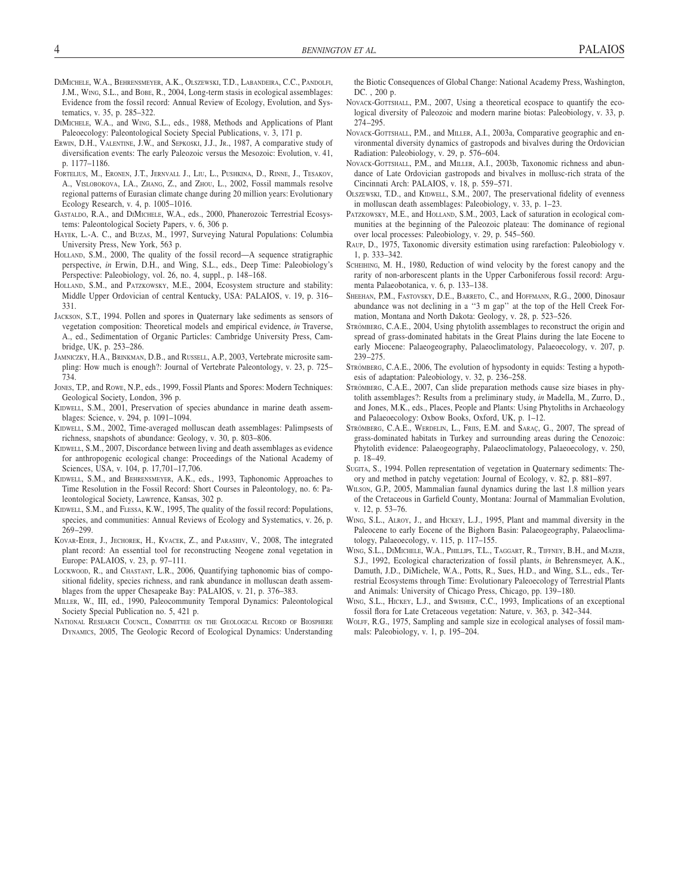DiMichele, W.A., Behrensmeyer, A.K., Olszewski, T.D., Labandeira, C.C., Pandolfi, J.M., Wing, S.L., and Bobe, R., 2004, Long-term stasis in ecological assemblages: Evidence from the fossil record: Annual Review of Ecology, Evolution, and Systematics, v. 35, p. 285–322.

DiMichele, W.A., and Wing, S.L., eds., 1988, Methods and Applications of Plant Paleoecology: Paleontological Society Special Publications, v. 3, 171 p.

Erwin, D.H., Valentine, J.W., and Sepkoski, J.J., Jr., 1987, A comparative study of diversification events: The early Paleozoic versus the Mesozoic: Evolution, v. 41, p. 1177–1186.

Fortelius, M., Eronen, J.T., Jernvall J., Liu, L., Pushkina, D., Rinne, J., Tesakov, A., Vislobokova, I.A., Zhang, Z., and Zhou, L., 2002, Fossil mammals resolve regional patterns of Eurasian climate change during 20 million years: Evolutionary Ecology Research, v. 4, p. 1005–1016.

Gastaldo, R.A., and DiMichele, W.A., eds., 2000, Phanerozoic Terrestrial Ecosystems: Paleontological Society Papers, v. 6, 306 p.

Hayek, L.-A. C., and Buzas, M., 1997, Surveying Natural Populations: Columbia University Press, New York, 563 p.

Holland, S.M., 2000, The quality of the fossil record—A sequence stratigraphic perspective, *in* Erwin, D.H., and Wing, S.L., eds., Deep Time: Paleobiology's Perspective: Paleobiology, vol. 26, no. 4, suppl., p. 148–168.

Holland, S.M., and Patzkowsky, M.E., 2004, Ecosystem structure and stability: Middle Upper Ordovician of central Kentucky, USA: PALAIOS, v. 19, p. 316–331.

Jackson, S.T., 1994. Pollen and spores in Quaternary lake sediments as sensors of vegetation composition: Theoretical models and empirical evidence, *in* Traverse, A., ed., Sedimentation of Organic Particles: Cambridge University Press, Cambridge, UK, p. 253–286.

Jamniczky, H.A., Brinkman, D.B., and Russell, A.P., 2003, Vertebrate microsite sampling: How much is enough?: Journal of Vertebrate Paleontology, v. 23, p. 725–734.

Jones, T.P., and Rowe, N.P., eds., 1999, Fossil Plants and Spores: Modern Techniques: Geological Society, London, 396 p.

Kidwell, S.M., 2001, Preservation of species abundance in marine death assemblages: Science, v. 294, p. 1091–1094.

Kidwell, S.M., 2002, Time-averaged molluscan death assemblages: Palimpsests of richness, snapshots of abundance: Geology, v. 30, p. 803–806.

Kidwell, S.M., 2007, Discordance between living and death assemblages as evidence for anthropogenic ecological change: Proceedings of the National Academy of Sciences, USA, v. 104, p. 17,701–17,706.

Kidwell, S.M., and Behrensmeyer, A.K., eds., 1993, Taphonomic Approaches to Time Resolution in the Fossil Record: Short Courses in Paleontology, no. 6: Paleontological Society, Lawrence, Kansas, 302 p.

Kidwell, S.M., and Flessa, K.W., 1995, The quality of the fossil record: Populations, species, and communities: Annual Reviews of Ecology and Systematics, v. 26, p. 269–299.

Kovar-Eder, J., Jechorek, H., Kvacek, Z., and Parashiv, V., 2008, The integrated plant record: An essential tool for reconstructing Neogene zonal vegetation in Europe: PALAIOS, v. 23, p. 97–111.

Lockwood, R., and Chastant, L.R., 2006, Quantifying taphonomic bias of compositional fidelity, species richness, and rank abundance in molluscan death assemblages from the upper Chesapeake Bay: PALAIOS, v. 21, p. 376–383.

Miller, W., III, ed., 1990, Paleocommunity Temporal Dynamics: Paleontological Society Special Publication no. 5, 421 p.

National Research Council, Committee on the Geological Record of Biosphere Dynamics, 2005, The Geologic Record of Ecological Dynamics: Understanding the Biotic Consequences of Global Change: National Academy Press, Washington, DC. , 200 p.

Novack-Gottshall, P.M., 2007, Using a theoretical ecospace to quantify the ecological diversity of Paleozoic and modern marine biotas: Paleobiology, v. 33, p. 274–295.

Novack-Gottshall, P.M., and Miller, A.I., 2003a, Comparative geographic and environmental diversity dynamics of gastropods and bivalves during the Ordovician Radiation: Paleobiology, v. 29, p. 576–604.

Novack-Gottshall, P.M., and Miller, A.I., 2003b, Taxonomic richness and abundance of Late Ordovician gastropods and bivalves in mollusc-rich strata of the Cincinnati Arch: PALAIOS, v. 18, p. 559–571.

Olszewski, T.D., and Kidwell, S.M., 2007, The preservational fidelity of evenness in molluscan death assemblages: Paleobiology, v. 33, p. 1–23.

Patzkowsky, M.E., and Holland, S.M., 2003, Lack of saturation in ecological communities at the beginning of the Paleozoic plateau: The dominance of regional over local processes: Paleobiology, v. 29, p. 545–560.

Raup, D., 1975, Taxonomic diversity estimation using rarefaction: Paleobiology v. 1, p. 333–342.

Scheihing, M. H., 1980, Reduction of wind velocity by the forest canopy and the rarity of non-arborescent plants in the Upper Carboniferous fossil record: Argumenta Palaeobotanica, v. 6, p. 133–138.

Sheehan, P.M., Fastovsky, D.E., Barreto, C., and Hoffmann, R.G., 2000, Dinosaur abundance was not declining in a ''3 m gap'' at the top of the Hell Creek Formation, Montana and North Dakota: Geology, v. 28, p. 523–526.

Strömberg, C.A.E., 2004, Using phytolith assemblages to reconstruct the origin and spread of grass-dominated habitats in the Great Plains during the late Eocene to early Miocene: Palaeogeography, Palaeoclimatology, Palaeoecology, v. 207, p. 239–275.

Strömberg, C.A.E., 2006, The evolution of hypsodonty in equids: Testing a hypothesis of adaptation: Paleobiology, v. 32, p. 236–258.

Strömberg, C.A.E., 2007, Can slide preparation methods cause size biases in phytolith assemblages?: Results from a preliminary study, *in* Madella, M., Zurro, D., and Jones, M.K., eds., Places, People and Plants: Using Phytoliths in Archaeology and Palaeoecology: Oxbow Books, Oxford, UK, p. 1–12.

Strömberg, C.A.E., Werdelin, L., Friis, E.M. and Saraç, G., 2007, The spread of grass-dominated habitats in Turkey and surrounding areas during the Cenozoic: Phytolith evidence: Palaeogeography, Palaeoclimatology, Palaeoecology, v. 250, p. 18–49.

Sugita, S., 1994. Pollen representation of vegetation in Quaternary sediments: Theory and method in patchy vegetation: Journal of Ecology, v. 82, p. 881–897.

Wilson, G.P., 2005, Mammalian faunal dynamics during the last 1.8 million years of the Cretaceous in Garfield County, Montana: Journal of Mammalian Evolution, v. 12, p. 53–76.

Wing, S.L., Alroy, J., and Hickey, L.J., 1995, Plant and mammal diversity in the Paleocene to early Eocene of the Bighorn Basin: Palaeogeography, Palaeoclimatology, Palaeoecology, v. 115, p. 117–155.

Wing, S.L., DiMichele, W.A., Phillips, T.L., Taggart, R., Tiffney, B.H., and Mazer, S.J., 1992, Ecological characterization of fossil plants, *in* Behrensmeyer, A.K., Damuth, J.D., DiMichele, W.A., Potts, R., Sues, H.D., and Wing, S.L., eds., Terrestrial Ecosystems through Time: Evolutionary Paleoecology of Terrestrial Plants and Animals: University of Chicago Press, Chicago, pp. 139–180.

Wing, S.L., Hickey, L.J., and Swisher, C.C., 1993, Implications of an exceptional fossil flora for Late Cretaceous vegetation: Nature, v. 363, p. 342–344.

Wolff, R.G., 1975, Sampling and sample size in ecological analyses of fossil mammals: Paleobiology, v. 1, p. 195–204.